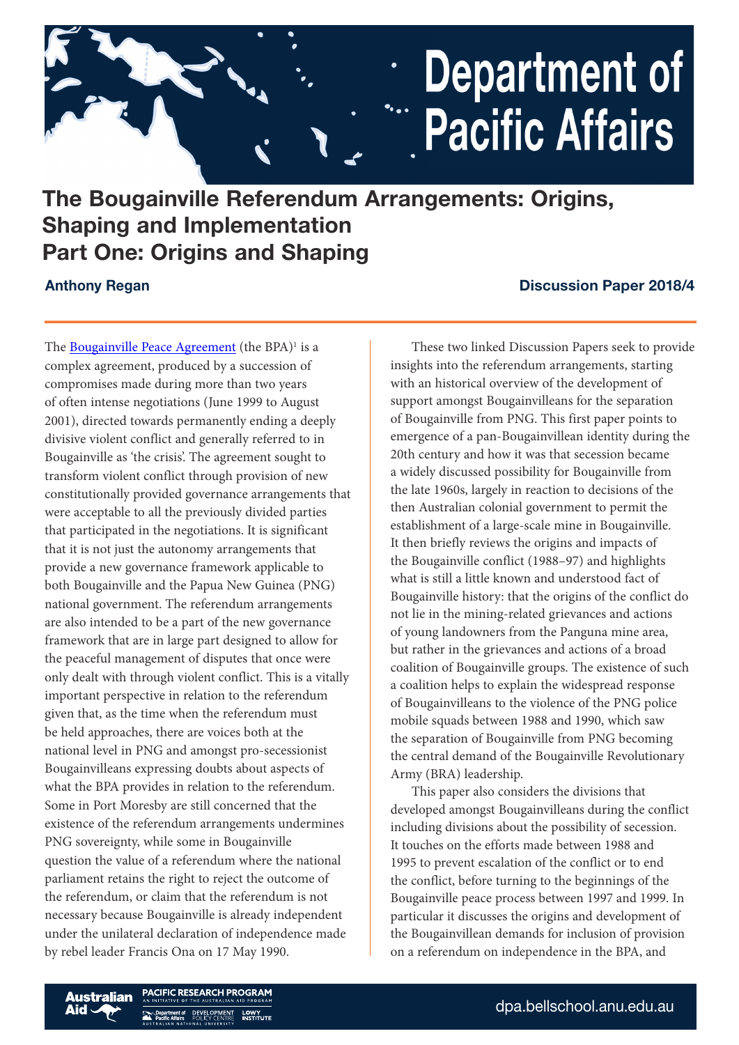# The Bougainville Referendum Arrangements: Origins, Shaping and Implementation
## Part One: Origins and Shaping

**Anthony Regan**

**Discussion Paper 2018/4**

The Bougainville Peace Agreement (the BPA)[1] is a complex agreement, produced by a succession of compromises made during more than two years of often intense negotiations (June 1999 to August 2001), directed towards permanently ending a deeply divisive violent conflict and generally referred to in Bougainville as 'the crisis'. The agreement sought to transform violent conflict through provision of new constitutionally provided governance arrangements that were acceptable to all the previously divided parties that participated in the negotiations. It is significant that it is not just the autonomy arrangements that provide a new governance framework applicable to both Bougainville and the Papua New Guinea (PNG) national government. The referendum arrangements are also intended to be a part of the new governance framework that are in large part designed to allow for the peaceful management of disputes that once were only dealt with through violent conflict. This is a vitally important perspective in relation to the referendum given that, as the time when the referendum must be held approaches, there are voices both at the national level in PNG and amongst pro-secessionist Bougainvilleans expressing doubts about aspects of what the BPA provides in relation to the referendum. Some in Port Moresby are still concerned that the existence of the referendum arrangements undermines PNG sovereignty, while some in Bougainville question the value of a referendum where the national parliament retains the right to reject the outcome of the referendum, or claim that the referendum is not necessary because Bougainville is already independent under the unilateral declaration of independence made by rebel leader Francis Ona on 17 May 1990.

These two linked Discussion Papers seek to provide insights into the referendum arrangements, starting with an historical overview of the development of support amongst Bougainvilleans for the separation of Bougainville from PNG. This first paper points to emergence of a pan-Bougainvillean identity during the 20th century and how it was that secession became a widely discussed possibility for Bougainville from the late 1960s, largely in reaction to decisions of the then Australian colonial government to permit the establishment of a large-scale mine in Bougainville. It then briefly reviews the origins and impacts of the Bougainville conflict (1988–97) and highlights what is still a little known and understood fact of Bougainville history: that the origins of the conflict do not lie in the mining-related grievances and actions of young landowners from the Panguna mine area, but rather in the grievances and actions of a broad coalition of Bougainville groups. The existence of such a coalition helps to explain the widespread response of Bougainvilleans to the violence of the PNG police mobile squads between 1988 and 1990, which saw the separation of Bougainville from PNG becoming the central demand of the Bougainville Revolutionary Army (BRA) leadership.

This paper also considers the divisions that developed amongst Bougainvilleans during the conflict including divisions about the possibility of secession. It touches on the efforts made between 1988 and 1995 to prevent escalation of the conflict or to end the conflict, before turning to the beginnings of the Bougainville peace process between 1997 and 1999. In particular it discusses the origins and development of the Bougainvillean demands for inclusion of provision on a referendum on independence in the BPA, and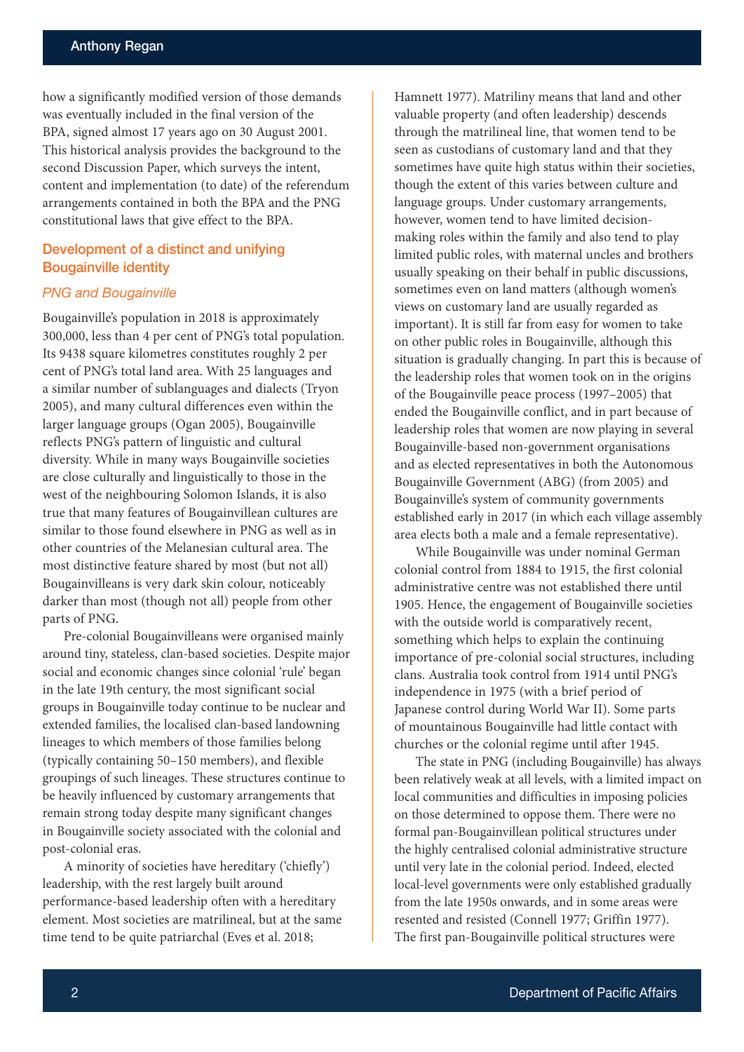how a significantly modified version of those demands was eventually included in the final version of the BPA, signed almost 17 years ago on 30 August 2001. This historical analysis provides the background to the second Discussion Paper, which surveys the intent, content and implementation (to date) of the referendum arrangements contained in both the BPA and the PNG constitutional laws that give effect to the BPA.

## Development of a distinct and unifying Bougainville identity

### *PNG and Bougainville*

Bougainville's population in 2018 is approximately 300,000, less than 4 per cent of PNG's total population. Its 9438 square kilometres constitutes roughly 2 per cent of PNG's total land area. With 25 languages and a similar number of sublanguages and dialects (Tryon 2005), and many cultural differences even within the larger language groups (Ogan 2005), Bougainville reflects PNG's pattern of linguistic and cultural diversity. While in many ways Bougainville societies are close culturally and linguistically to those in the west of the neighbouring Solomon Islands, it is also true that many features of Bougainvillean cultures are similar to those found elsewhere in PNG as well as in other countries of the Melanesian cultural area. The most distinctive feature shared by most (but not all) Bougainvilleans is very dark skin colour, noticeably darker than most (though not all) people from other parts of PNG.

Pre-colonial Bougainvilleans were organised mainly around tiny, stateless, clan-based societies. Despite major social and economic changes since colonial 'rule' began in the late 19th century, the most significant social groups in Bougainville today continue to be nuclear and extended families, the localised clan-based landowning lineages to which members of those families belong (typically containing 50–150 members), and flexible groupings of such lineages. These structures continue to be heavily influenced by customary arrangements that remain strong today despite many significant changes in Bougainville society associated with the colonial and post-colonial eras.

A minority of societies have hereditary ('chiefly') leadership, with the rest largely built around performance-based leadership often with a hereditary element. Most societies are matrilineal, but at the same time tend to be quite patriarchal (Eves et al. 2018; Hamnett 1977). Matriliny means that land and other valuable property (and often leadership) descends through the matrilineal line, that women tend to be seen as custodians of customary land and that they sometimes have quite high status within their societies, though the extent of this varies between culture and language groups. Under customary arrangements, however, women tend to have limited decision-making roles within the family and also tend to play limited public roles, with maternal uncles and brothers usually speaking on their behalf in public discussions, sometimes even on land matters (although women's views on customary land are usually regarded as important). It is still far from easy for women to take on other public roles in Bougainville, although this situation is gradually changing. In part this is because of the leadership roles that women took on in the origins of the Bougainville peace process (1997–2005) that ended the Bougainville conflict, and in part because of leadership roles that women are now playing in several Bougainville-based non-government organisations and as elected representatives in both the Autonomous Bougainville Government (ABG) (from 2005) and Bougainville's system of community governments established early in 2017 (in which each village assembly area elects both a male and a female representative).

While Bougainville was under nominal German colonial control from 1884 to 1915, the first colonial administrative centre was not established there until 1905. Hence, the engagement of Bougainville societies with the outside world is comparatively recent, something which helps to explain the continuing importance of pre-colonial social structures, including clans. Australia took control from 1914 until PNG's independence in 1975 (with a brief period of Japanese control during World War II). Some parts of mountainous Bougainville had little contact with churches or the colonial regime until after 1945.

The state in PNG (including Bougainville) has always been relatively weak at all levels, with a limited impact on local communities and difficulties in imposing policies on those determined to oppose them. There were no formal pan-Bougainvillean political structures under the highly centralised colonial administrative structure until very late in the colonial period. Indeed, elected local-level governments were only established gradually from the late 1950s onwards, and in some areas were resented and resisted (Connell 1977; Griffin 1977). The first pan-Bougainville political structures were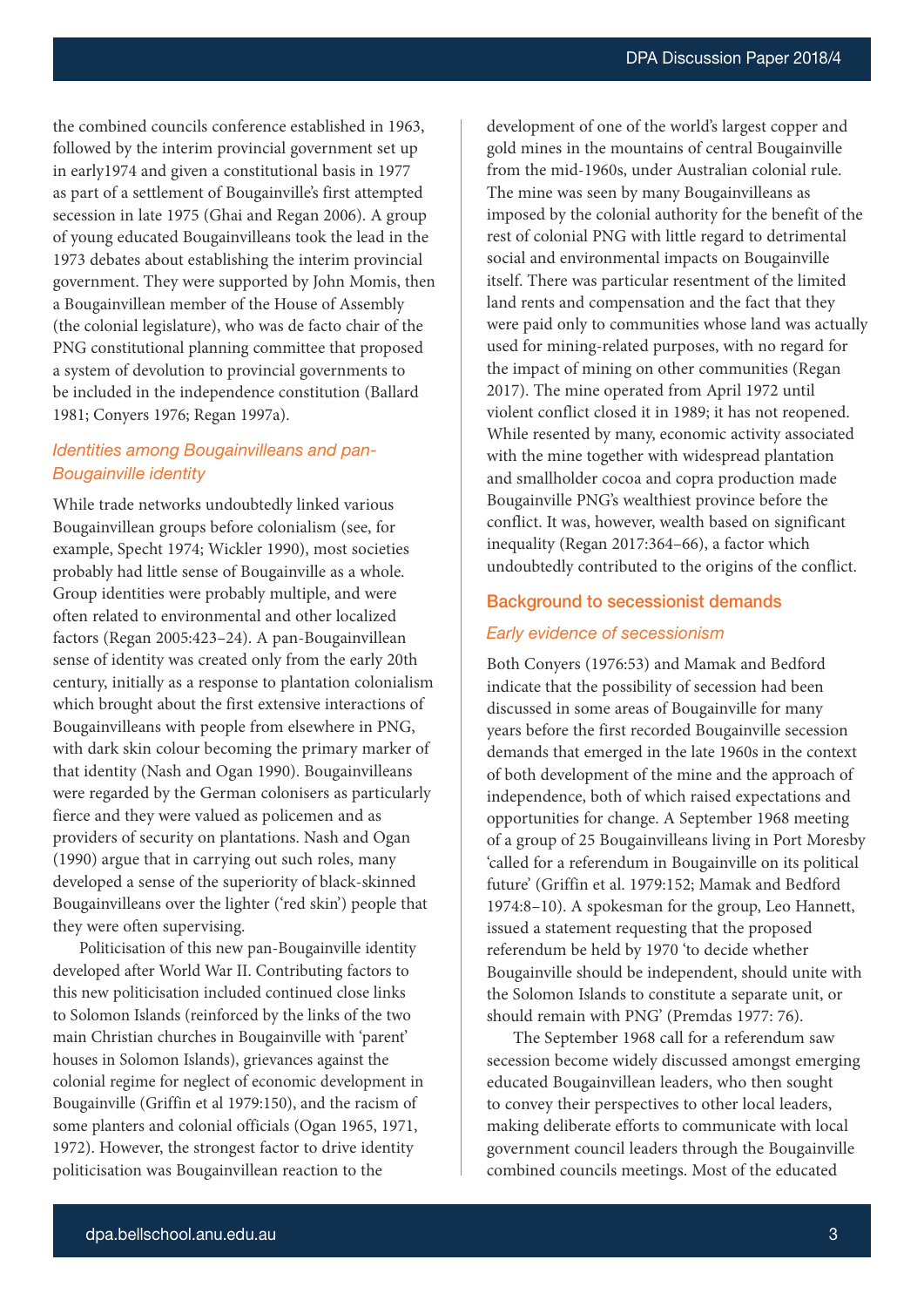the combined councils conference established in 1963, followed by the interim provincial government set up in early1974 and given a constitutional basis in 1977 as part of a settlement of Bougainville's first attempted secession in late 1975 (Ghai and Regan 2006). A group of young educated Bougainvilleans took the lead in the 1973 debates about establishing the interim provincial government. They were supported by John Momis, then a Bougainvillean member of the House of Assembly (the colonial legislature), who was de facto chair of the PNG constitutional planning committee that proposed a system of devolution to provincial governments to be included in the independence constitution (Ballard 1981; Conyers 1976; Regan 1997a).

### *Identities among Bougainvilleans and pan-Bougainville identity*

While trade networks undoubtedly linked various Bougainvillean groups before colonialism (see, for example, Specht 1974; Wickler 1990), most societies probably had little sense of Bougainville as a whole. Group identities were probably multiple, and were often related to environmental and other localized factors (Regan 2005:423–24). A pan-Bougainvillean sense of identity was created only from the early 20th century, initially as a response to plantation colonialism which brought about the first extensive interactions of Bougainvilleans with people from elsewhere in PNG, with dark skin colour becoming the primary marker of that identity (Nash and Ogan 1990). Bougainvilleans were regarded by the German colonisers as particularly fierce and they were valued as policemen and as providers of security on plantations. Nash and Ogan (1990) argue that in carrying out such roles, many developed a sense of the superiority of black-skinned Bougainvilleans over the lighter ('red skin') people that they were often supervising.

Politicisation of this new pan-Bougainville identity developed after World War II. Contributing factors to this new politicisation included continued close links to Solomon Islands (reinforced by the links of the two main Christian churches in Bougainville with 'parent' houses in Solomon Islands), grievances against the colonial regime for neglect of economic development in Bougainville (Griffin et al 1979:150), and the racism of some planters and colonial officials (Ogan 1965, 1971, 1972). However, the strongest factor to drive identity politicisation was Bougainvillean reaction to the development of one of the world's largest copper and gold mines in the mountains of central Bougainville from the mid-1960s, under Australian colonial rule. The mine was seen by many Bougainvilleans as imposed by the colonial authority for the benefit of the rest of colonial PNG with little regard to detrimental social and environmental impacts on Bougainville itself. There was particular resentment of the limited land rents and compensation and the fact that they were paid only to communities whose land was actually used for mining-related purposes, with no regard for the impact of mining on other communities (Regan 2017). The mine operated from April 1972 until violent conflict closed it in 1989; it has not reopened. While resented by many, economic activity associated with the mine together with widespread plantation and smallholder cocoa and copra production made Bougainville PNG's wealthiest province before the conflict. It was, however, wealth based on significant inequality (Regan 2017:364–66), a factor which undoubtedly contributed to the origins of the conflict.

## Background to secessionist demands

### *Early evidence of secessionism*

Both Conyers (1976:53) and Mamak and Bedford indicate that the possibility of secession had been discussed in some areas of Bougainville for many years before the first recorded Bougainville secession demands that emerged in the late 1960s in the context of both development of the mine and the approach of independence, both of which raised expectations and opportunities for change. A September 1968 meeting of a group of 25 Bougainvilleans living in Port Moresby 'called for a referendum in Bougainville on its political future' (Griffin et al. 1979:152; Mamak and Bedford 1974:8–10). A spokesman for the group, Leo Hannett, issued a statement requesting that the proposed referendum be held by 1970 'to decide whether Bougainville should be independent, should unite with the Solomon Islands to constitute a separate unit, or should remain with PNG' (Premdas 1977: 76).

The September 1968 call for a referendum saw secession become widely discussed amongst emerging educated Bougainvillean leaders, who then sought to convey their perspectives to other local leaders, making deliberate efforts to communicate with local government council leaders through the Bougainville combined councils meetings. Most of the educated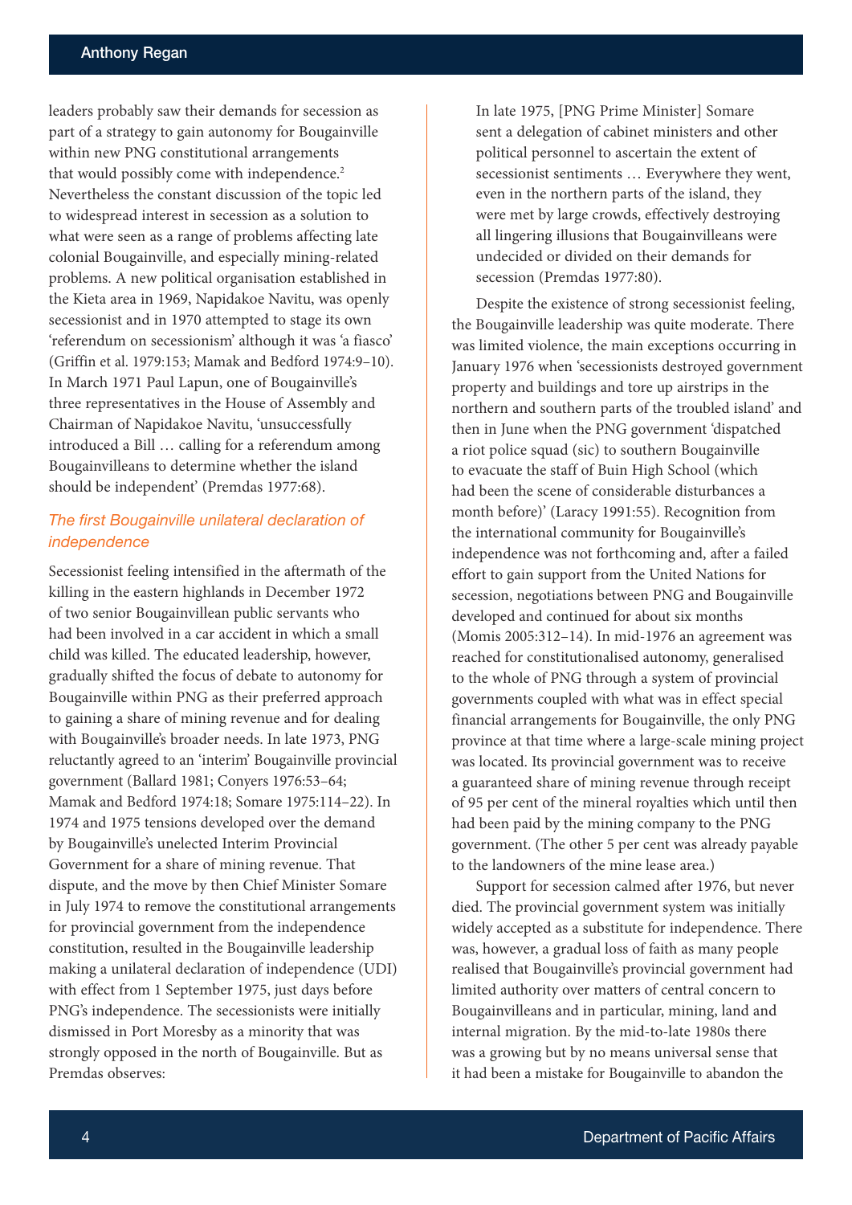leaders probably saw their demands for secession as part of a strategy to gain autonomy for Bougainville within new PNG constitutional arrangements that would possibly come with independence.[2] Nevertheless the constant discussion of the topic led to widespread interest in secession as a solution to what were seen as a range of problems affecting late colonial Bougainville, and especially mining-related problems. A new political organisation established in the Kieta area in 1969, Napidakoe Navitu, was openly secessionist and in 1970 attempted to stage its own 'referendum on secessionism' although it was 'a fiasco' (Griffin et al. 1979:153; Mamak and Bedford 1974:9–10). In March 1971 Paul Lapun, one of Bougainville's three representatives in the House of Assembly and Chairman of Napidakoe Navitu, 'unsuccessfully introduced a Bill … calling for a referendum among Bougainvilleans to determine whether the island should be independent' (Premdas 1977:68).

### *The first Bougainville unilateral declaration of independence*

Secessionist feeling intensified in the aftermath of the killing in the eastern highlands in December 1972 of two senior Bougainvillean public servants who had been involved in a car accident in which a small child was killed. The educated leadership, however, gradually shifted the focus of debate to autonomy for Bougainville within PNG as their preferred approach to gaining a share of mining revenue and for dealing with Bougainville's broader needs. In late 1973, PNG reluctantly agreed to an 'interim' Bougainville provincial government (Ballard 1981; Conyers 1976:53–64; Mamak and Bedford 1974:18; Somare 1975:114–22). In 1974 and 1975 tensions developed over the demand by Bougainville's unelected Interim Provincial Government for a share of mining revenue. That dispute, and the move by then Chief Minister Somare in July 1974 to remove the constitutional arrangements for provincial government from the independence constitution, resulted in the Bougainville leadership making a unilateral declaration of independence (UDI) with effect from 1 September 1975, just days before PNG's independence. The secessionists were initially dismissed in Port Moresby as a minority that was strongly opposed in the north of Bougainville. But as Premdas observes:

> In late 1975, [PNG Prime Minister] Somare sent a delegation of cabinet ministers and other political personnel to ascertain the extent of secessionist sentiments … Everywhere they went, even in the northern parts of the island, they were met by large crowds, effectively destroying all lingering illusions that Bougainvilleans were undecided or divided on their demands for secession (Premdas 1977:80).

Despite the existence of strong secessionist feeling, the Bougainville leadership was quite moderate. There was limited violence, the main exceptions occurring in January 1976 when 'secessionists destroyed government property and buildings and tore up airstrips in the northern and southern parts of the troubled island' and then in June when the PNG government 'dispatched a riot police squad (sic) to southern Bougainville to evacuate the staff of Buin High School (which had been the scene of considerable disturbances a month before)' (Laracy 1991:55). Recognition from the international community for Bougainville's independence was not forthcoming and, after a failed effort to gain support from the United Nations for secession, negotiations between PNG and Bougainville developed and continued for about six months (Momis 2005:312–14). In mid-1976 an agreement was reached for constitutionalised autonomy, generalised to the whole of PNG through a system of provincial governments coupled with what was in effect special financial arrangements for Bougainville, the only PNG province at that time where a large-scale mining project was located. Its provincial government was to receive a guaranteed share of mining revenue through receipt of 95 per cent of the mineral royalties which until then had been paid by the mining company to the PNG government. (The other 5 per cent was already payable to the landowners of the mine lease area.)

Support for secession calmed after 1976, but never died. The provincial government system was initially widely accepted as a substitute for independence. There was, however, a gradual loss of faith as many people realised that Bougainville's provincial government had limited authority over matters of central concern to Bougainvilleans and in particular, mining, land and internal migration. By the mid-to-late 1980s there was a growing but by no means universal sense that it had been a mistake for Bougainville to abandon the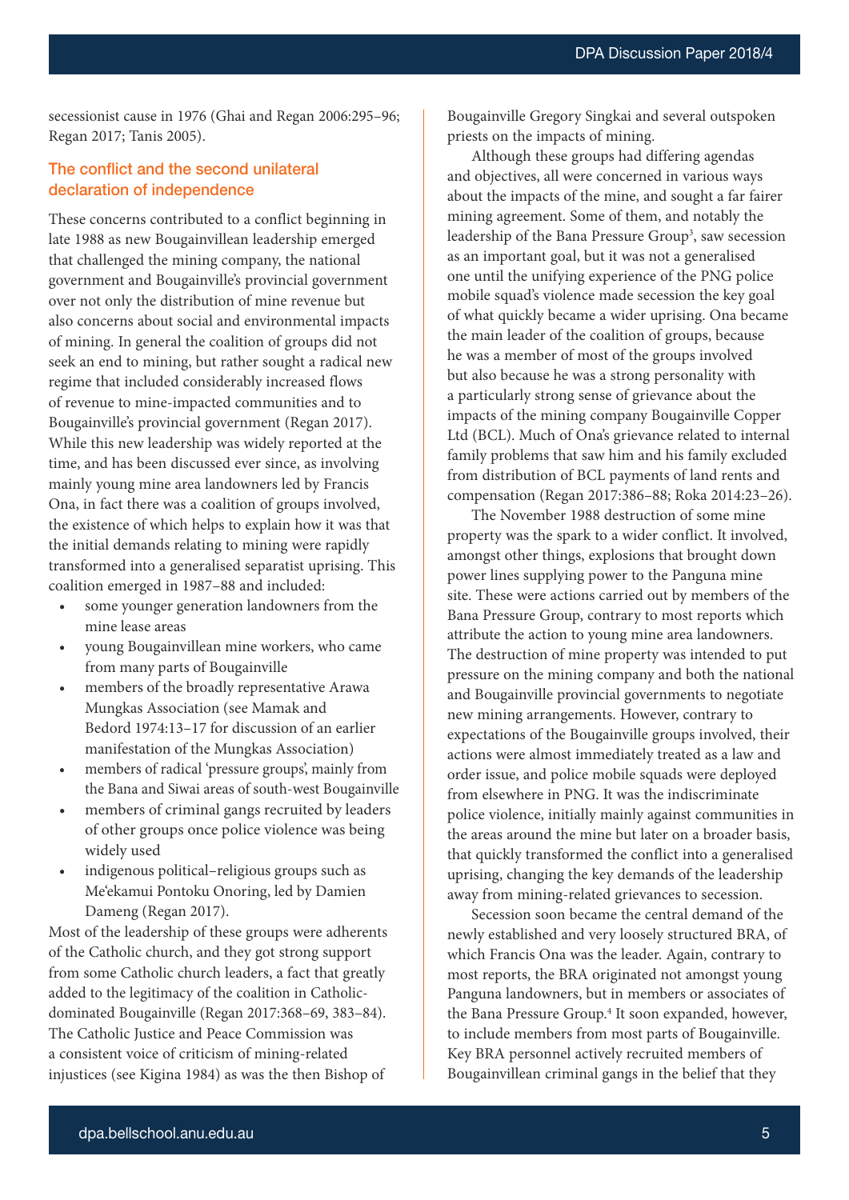secessionist cause in 1976 (Ghai and Regan 2006:295–96; Regan 2017; Tanis 2005).

## The conflict and the second unilateral declaration of independence

These concerns contributed to a conflict beginning in late 1988 as new Bougainvillean leadership emerged that challenged the mining company, the national government and Bougainville's provincial government over not only the distribution of mine revenue but also concerns about social and environmental impacts of mining. In general the coalition of groups did not seek an end to mining, but rather sought a radical new regime that included considerably increased flows of revenue to mine-impacted communities and to Bougainville's provincial government (Regan 2017). While this new leadership was widely reported at the time, and has been discussed ever since, as involving mainly young mine area landowners led by Francis Ona, in fact there was a coalition of groups involved, the existence of which helps to explain how it was that the initial demands relating to mining were rapidly transformed into a generalised separatist uprising. This coalition emerged in 1987–88 and included:

- some younger generation landowners from the mine lease areas
- young Bougainvillean mine workers, who came from many parts of Bougainville
- members of the broadly representative Arawa Mungkas Association (see Mamak and Bedord 1974:13–17 for discussion of an earlier manifestation of the Mungkas Association)
- members of radical 'pressure groups', mainly from the Bana and Siwai areas of south-west Bougainville
- members of criminal gangs recruited by leaders of other groups once police violence was being widely used
- indigenous political–religious groups such as Me'ekamui Pontoku Onoring, led by Damien Dameng (Regan 2017).

Most of the leadership of these groups were adherents of the Catholic church, and they got strong support from some Catholic church leaders, a fact that greatly added to the legitimacy of the coalition in Catholic-dominated Bougainville (Regan 2017:368–69, 383–84). The Catholic Justice and Peace Commission was a consistent voice of criticism of mining-related injustices (see Kigina 1984) as was the then Bishop of Bougainville Gregory Singkai and several outspoken priests on the impacts of mining.

Although these groups had differing agendas and objectives, all were concerned in various ways about the impacts of the mine, and sought a far fairer mining agreement. Some of them, and notably the leadership of the Bana Pressure Group[3], saw secession as an important goal, but it was not a generalised one until the unifying experience of the PNG police mobile squad's violence made secession the key goal of what quickly became a wider uprising. Ona became the main leader of the coalition of groups, because he was a member of most of the groups involved but also because he was a strong personality with a particularly strong sense of grievance about the impacts of the mining company Bougainville Copper Ltd (BCL). Much of Ona's grievance related to internal family problems that saw him and his family excluded from distribution of BCL payments of land rents and compensation (Regan 2017:386–88; Roka 2014:23–26).

The November 1988 destruction of some mine property was the spark to a wider conflict. It involved, amongst other things, explosions that brought down power lines supplying power to the Panguna mine site. These were actions carried out by members of the Bana Pressure Group, contrary to most reports which attribute the action to young mine area landowners. The destruction of mine property was intended to put pressure on the mining company and both the national and Bougainville provincial governments to negotiate new mining arrangements. However, contrary to expectations of the Bougainville groups involved, their actions were almost immediately treated as a law and order issue, and police mobile squads were deployed from elsewhere in PNG. It was the indiscriminate police violence, initially mainly against communities in the areas around the mine but later on a broader basis, that quickly transformed the conflict into a generalised uprising, changing the key demands of the leadership away from mining-related grievances to secession.

Secession soon became the central demand of the newly established and very loosely structured BRA, of which Francis Ona was the leader. Again, contrary to most reports, the BRA originated not amongst young Panguna landowners, but in members or associates of the Bana Pressure Group.[4] It soon expanded, however, to include members from most parts of Bougainville. Key BRA personnel actively recruited members of Bougainvillean criminal gangs in the belief that they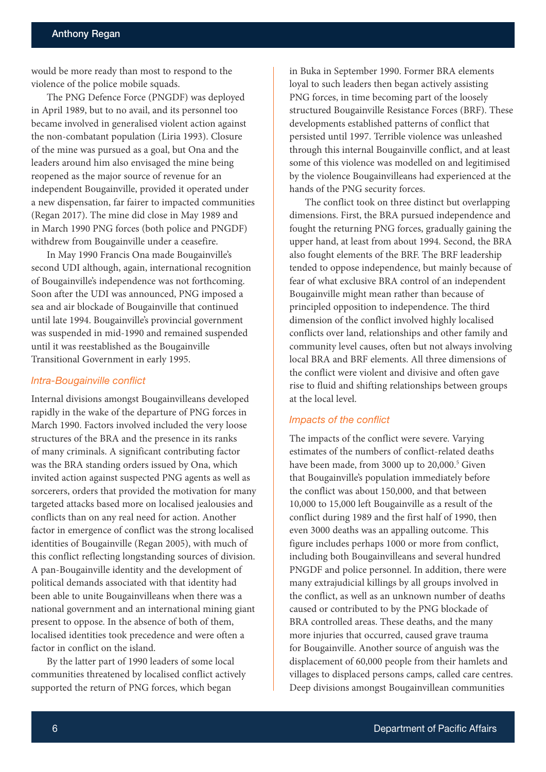would be more ready than most to respond to the violence of the police mobile squads.

The PNG Defence Force (PNGDF) was deployed in April 1989, but to no avail, and its personnel too became involved in generalised violent action against the non-combatant population (Liria 1993). Closure of the mine was pursued as a goal, but Ona and the leaders around him also envisaged the mine being reopened as the major source of revenue for an independent Bougainville, provided it operated under a new dispensation, far fairer to impacted communities (Regan 2017). The mine did close in May 1989 and in March 1990 PNG forces (both police and PNGDF) withdrew from Bougainville under a ceasefire.

In May 1990 Francis Ona made Bougainville's second UDI although, again, international recognition of Bougainville's independence was not forthcoming. Soon after the UDI was announced, PNG imposed a sea and air blockade of Bougainville that continued until late 1994. Bougainville's provincial government was suspended in mid-1990 and remained suspended until it was reestablished as the Bougainville Transitional Government in early 1995.

### *Intra-Bougainville conflict*

Internal divisions amongst Bougainvilleans developed rapidly in the wake of the departure of PNG forces in March 1990. Factors involved included the very loose structures of the BRA and the presence in its ranks of many criminals. A significant contributing factor was the BRA standing orders issued by Ona, which invited action against suspected PNG agents as well as sorcerers, orders that provided the motivation for many targeted attacks based more on localised jealousies and conflicts than on any real need for action. Another factor in emergence of conflict was the strong localised identities of Bougainville (Regan 2005), with much of this conflict reflecting longstanding sources of division. A pan-Bougainville identity and the development of political demands associated with that identity had been able to unite Bougainvilleans when there was a national government and an international mining giant present to oppose. In the absence of both of them, localised identities took precedence and were often a factor in conflict on the island.

By the latter part of 1990 leaders of some local communities threatened by localised conflict actively supported the return of PNG forces, which began in Buka in September 1990. Former BRA elements loyal to such leaders then began actively assisting PNG forces, in time becoming part of the loosely structured Bougainville Resistance Forces (BRF). These developments established patterns of conflict that persisted until 1997. Terrible violence was unleashed through this internal Bougainville conflict, and at least some of this violence was modelled on and legitimised by the violence Bougainvilleans had experienced at the hands of the PNG security forces.

The conflict took on three distinct but overlapping dimensions. First, the BRA pursued independence and fought the returning PNG forces, gradually gaining the upper hand, at least from about 1994. Second, the BRA also fought elements of the BRF. The BRF leadership tended to oppose independence, but mainly because of fear of what exclusive BRA control of an independent Bougainville might mean rather than because of principled opposition to independence. The third dimension of the conflict involved highly localised conflicts over land, relationships and other family and community level causes, often but not always involving local BRA and BRF elements. All three dimensions of the conflict were violent and divisive and often gave rise to fluid and shifting relationships between groups at the local level.

### *Impacts of the conflict*

The impacts of the conflict were severe. Varying estimates of the numbers of conflict-related deaths have been made, from 3000 up to 20,000.[5] Given that Bougainville's population immediately before the conflict was about 150,000, and that between 10,000 to 15,000 left Bougainville as a result of the conflict during 1989 and the first half of 1990, then even 3000 deaths was an appalling outcome. This figure includes perhaps 1000 or more from conflict, including both Bougainvilleans and several hundred PNGDF and police personnel. In addition, there were many extrajudicial killings by all groups involved in the conflict, as well as an unknown number of deaths caused or contributed to by the PNG blockade of BRA controlled areas. These deaths, and the many more injuries that occurred, caused grave trauma for Bougainville. Another source of anguish was the displacement of 60,000 people from their hamlets and villages to displaced persons camps, called care centres. Deep divisions amongst Bougainvillean communities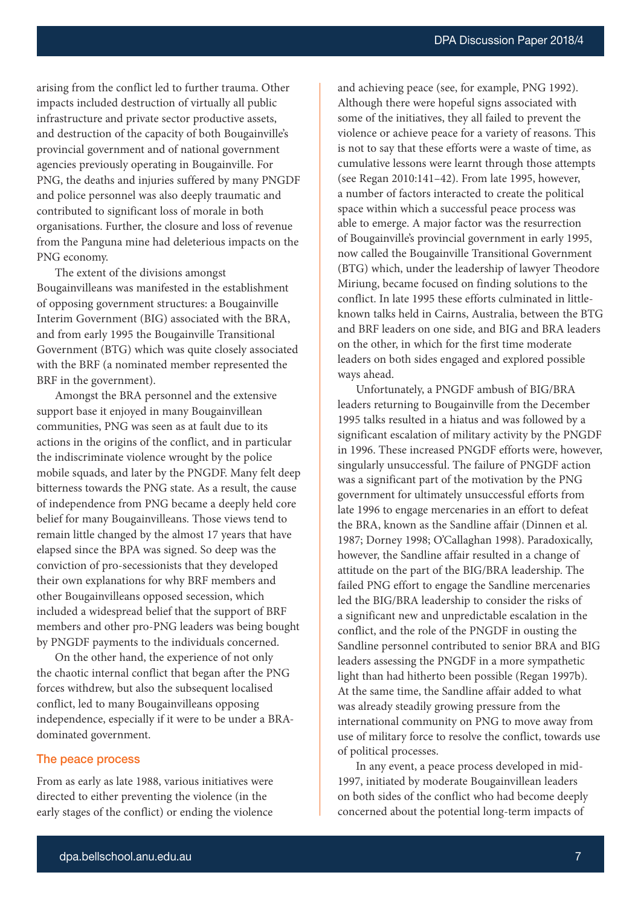arising from the conflict led to further trauma. Other impacts included destruction of virtually all public infrastructure and private sector productive assets, and destruction of the capacity of both Bougainville's provincial government and of national government agencies previously operating in Bougainville. For PNG, the deaths and injuries suffered by many PNGDF and police personnel was also deeply traumatic and contributed to significant loss of morale in both organisations. Further, the closure and loss of revenue from the Panguna mine had deleterious impacts on the PNG economy.

The extent of the divisions amongst Bougainvilleans was manifested in the establishment of opposing government structures: a Bougainville Interim Government (BIG) associated with the BRA, and from early 1995 the Bougainville Transitional Government (BTG) which was quite closely associated with the BRF (a nominated member represented the BRF in the government).

Amongst the BRA personnel and the extensive support base it enjoyed in many Bougainvillean communities, PNG was seen as at fault due to its actions in the origins of the conflict, and in particular the indiscriminate violence wrought by the police mobile squads, and later by the PNGDF. Many felt deep bitterness towards the PNG state. As a result, the cause of independence from PNG became a deeply held core belief for many Bougainvilleans. Those views tend to remain little changed by the almost 17 years that have elapsed since the BPA was signed. So deep was the conviction of pro-secessionists that they developed their own explanations for why BRF members and other Bougainvilleans opposed secession, which included a widespread belief that the support of BRF members and other pro-PNG leaders was being bought by PNGDF payments to the individuals concerned.

On the other hand, the experience of not only the chaotic internal conflict that began after the PNG forces withdrew, but also the subsequent localised conflict, led to many Bougainvilleans opposing independence, especially if it were to be under a BRA-dominated government.

## The peace process

From as early as late 1988, various initiatives were directed to either preventing the violence (in the early stages of the conflict) or ending the violence and achieving peace (see, for example, PNG 1992). Although there were hopeful signs associated with some of the initiatives, they all failed to prevent the violence or achieve peace for a variety of reasons. This is not to say that these efforts were a waste of time, as cumulative lessons were learnt through those attempts (see Regan 2010:141–42). From late 1995, however, a number of factors interacted to create the political space within which a successful peace process was able to emerge. A major factor was the resurrection of Bougainville's provincial government in early 1995, now called the Bougainville Transitional Government (BTG) which, under the leadership of lawyer Theodore Miriung, became focused on finding solutions to the conflict. In late 1995 these efforts culminated in little-known talks held in Cairns, Australia, between the BTG and BRF leaders on one side, and BIG and BRA leaders on the other, in which for the first time moderate leaders on both sides engaged and explored possible ways ahead.

Unfortunately, a PNGDF ambush of BIG/BRA leaders returning to Bougainville from the December 1995 talks resulted in a hiatus and was followed by a significant escalation of military activity by the PNGDF in 1996. These increased PNGDF efforts were, however, singularly unsuccessful. The failure of PNGDF action was a significant part of the motivation by the PNG government for ultimately unsuccessful efforts from late 1996 to engage mercenaries in an effort to defeat the BRA, known as the Sandline affair (Dinnen et al. 1987; Dorney 1998; O'Callaghan 1998). Paradoxically, however, the Sandline affair resulted in a change of attitude on the part of the BIG/BRA leadership. The failed PNG effort to engage the Sandline mercenaries led the BIG/BRA leadership to consider the risks of a significant new and unpredictable escalation in the conflict, and the role of the PNGDF in ousting the Sandline personnel contributed to senior BRA and BIG leaders assessing the PNGDF in a more sympathetic light than had hitherto been possible (Regan 1997b). At the same time, the Sandline affair added to what was already steadily growing pressure from the international community on PNG to move away from use of military force to resolve the conflict, towards use of political processes.

In any event, a peace process developed in mid-1997, initiated by moderate Bougainvillean leaders on both sides of the conflict who had become deeply concerned about the potential long-term impacts of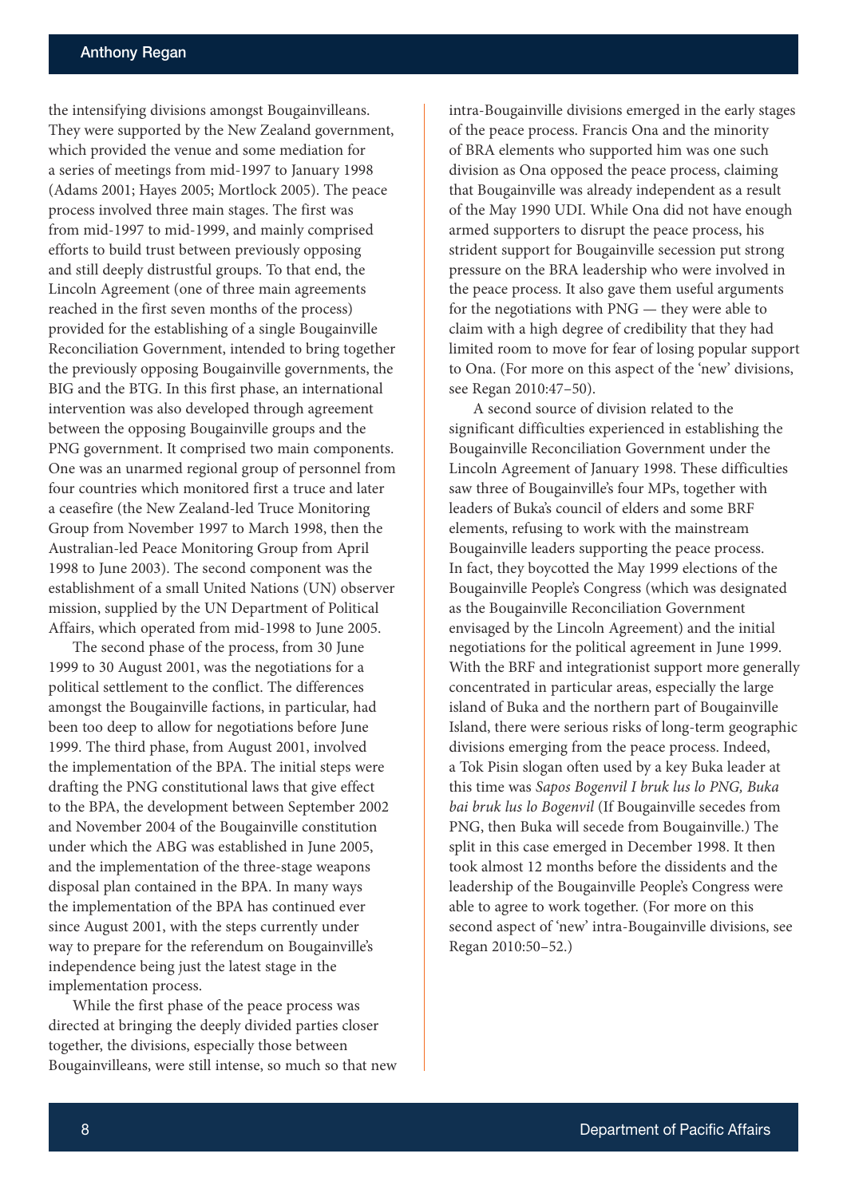the intensifying divisions amongst Bougainvilleans. They were supported by the New Zealand government, which provided the venue and some mediation for a series of meetings from mid-1997 to January 1998 (Adams 2001; Hayes 2005; Mortlock 2005). The peace process involved three main stages. The first was from mid-1997 to mid-1999, and mainly comprised efforts to build trust between previously opposing and still deeply distrustful groups. To that end, the Lincoln Agreement (one of three main agreements reached in the first seven months of the process) provided for the establishing of a single Bougainville Reconciliation Government, intended to bring together the previously opposing Bougainville governments, the BIG and the BTG. In this first phase, an international intervention was also developed through agreement between the opposing Bougainville groups and the PNG government. It comprised two main components. One was an unarmed regional group of personnel from four countries which monitored first a truce and later a ceasefire (the New Zealand-led Truce Monitoring Group from November 1997 to March 1998, then the Australian-led Peace Monitoring Group from April 1998 to June 2003). The second component was the establishment of a small United Nations (UN) observer mission, supplied by the UN Department of Political Affairs, which operated from mid-1998 to June 2005.

The second phase of the process, from 30 June 1999 to 30 August 2001, was the negotiations for a political settlement to the conflict. The differences amongst the Bougainville factions, in particular, had been too deep to allow for negotiations before June 1999. The third phase, from August 2001, involved the implementation of the BPA. The initial steps were drafting the PNG constitutional laws that give effect to the BPA, the development between September 2002 and November 2004 of the Bougainville constitution under which the ABG was established in June 2005, and the implementation of the three-stage weapons disposal plan contained in the BPA. In many ways the implementation of the BPA has continued ever since August 2001, with the steps currently under way to prepare for the referendum on Bougainville's independence being just the latest stage in the implementation process.

While the first phase of the peace process was directed at bringing the deeply divided parties closer together, the divisions, especially those between Bougainvilleans, were still intense, so much so that new intra-Bougainville divisions emerged in the early stages of the peace process. Francis Ona and the minority of BRA elements who supported him was one such division as Ona opposed the peace process, claiming that Bougainville was already independent as a result of the May 1990 UDI. While Ona did not have enough armed supporters to disrupt the peace process, his strident support for Bougainville secession put strong pressure on the BRA leadership who were involved in the peace process. It also gave them useful arguments for the negotiations with PNG — they were able to claim with a high degree of credibility that they had limited room to move for fear of losing popular support to Ona. (For more on this aspect of the 'new' divisions, see Regan 2010:47–50).

A second source of division related to the significant difficulties experienced in establishing the Bougainville Reconciliation Government under the Lincoln Agreement of January 1998. These difficulties saw three of Bougainville's four MPs, together with leaders of Buka's council of elders and some BRF elements, refusing to work with the mainstream Bougainville leaders supporting the peace process. In fact, they boycotted the May 1999 elections of the Bougainville People's Congress (which was designated as the Bougainville Reconciliation Government envisaged by the Lincoln Agreement) and the initial negotiations for the political agreement in June 1999. With the BRF and integrationist support more generally concentrated in particular areas, especially the large island of Buka and the northern part of Bougainville Island, there were serious risks of long-term geographic divisions emerging from the peace process. Indeed, a Tok Pisin slogan often used by a key Buka leader at this time was *Sapos Bogenvil I bruk lus lo PNG, Buka bai bruk lus lo Bogenvil* (If Bougainville secedes from PNG, then Buka will secede from Bougainville.) The split in this case emerged in December 1998. It then took almost 12 months before the dissidents and the leadership of the Bougainville People's Congress were able to agree to work together. (For more on this second aspect of 'new' intra-Bougainville divisions, see Regan 2010:50–52.)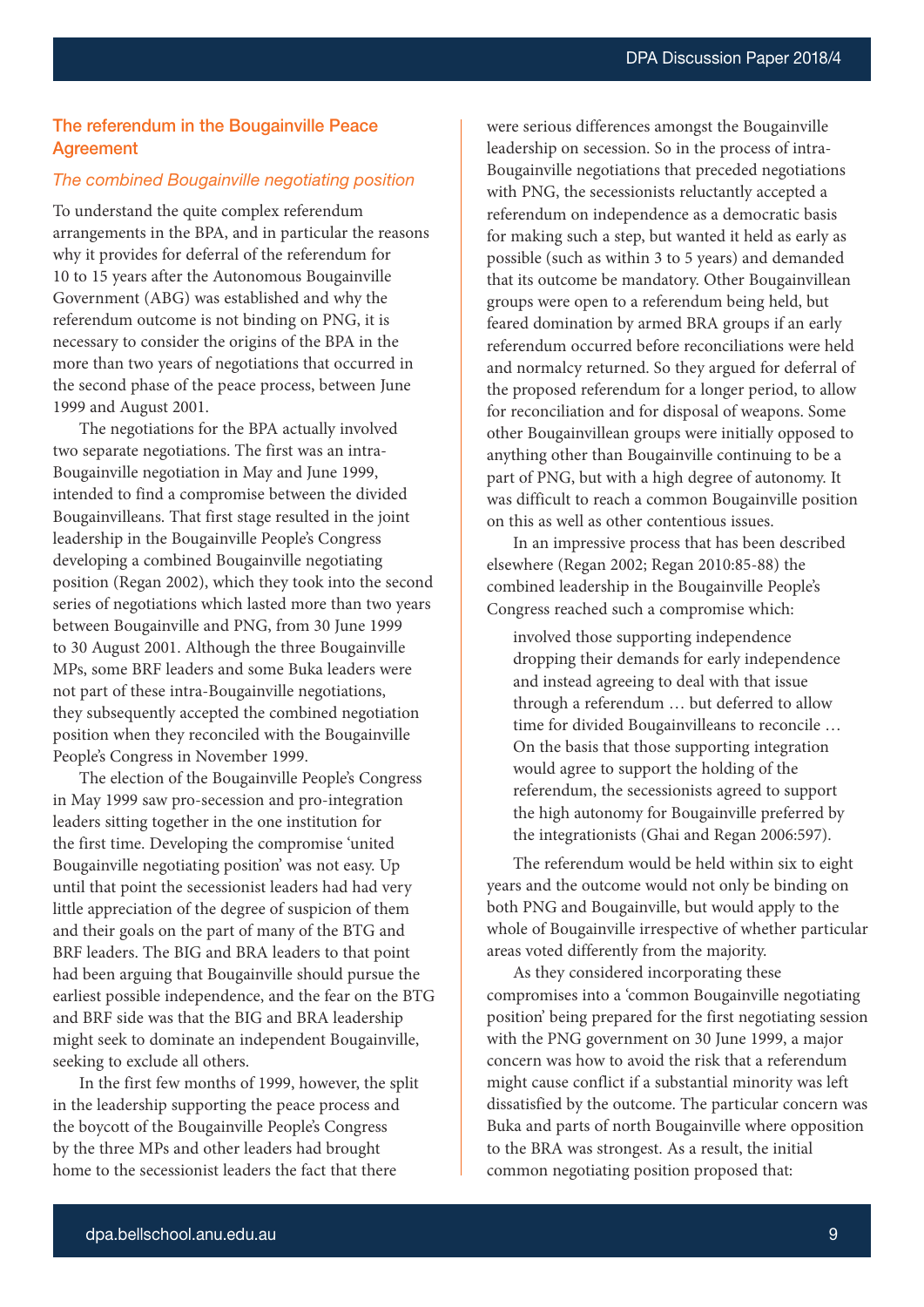## The referendum in the Bougainville Peace Agreement

### *The combined Bougainville negotiating position*

To understand the quite complex referendum arrangements in the BPA, and in particular the reasons why it provides for deferral of the referendum for 10 to 15 years after the Autonomous Bougainville Government (ABG) was established and why the referendum outcome is not binding on PNG, it is necessary to consider the origins of the BPA in the more than two years of negotiations that occurred in the second phase of the peace process, between June 1999 and August 2001.

The negotiations for the BPA actually involved two separate negotiations. The first was an intra-Bougainville negotiation in May and June 1999, intended to find a compromise between the divided Bougainvilleans. That first stage resulted in the joint leadership in the Bougainville People's Congress developing a combined Bougainville negotiating position (Regan 2002), which they took into the second series of negotiations which lasted more than two years between Bougainville and PNG, from 30 June 1999 to 30 August 2001. Although the three Bougainville MPs, some BRF leaders and some Buka leaders were not part of these intra-Bougainville negotiations, they subsequently accepted the combined negotiation position when they reconciled with the Bougainville People's Congress in November 1999.

The election of the Bougainville People's Congress in May 1999 saw pro-secession and pro-integration leaders sitting together in the one institution for the first time. Developing the compromise 'united Bougainville negotiating position' was not easy. Up until that point the secessionist leaders had had very little appreciation of the degree of suspicion of them and their goals on the part of many of the BTG and BRF leaders. The BIG and BRA leaders to that point had been arguing that Bougainville should pursue the earliest possible independence, and the fear on the BTG and BRF side was that the BIG and BRA leadership might seek to dominate an independent Bougainville, seeking to exclude all others.

In the first few months of 1999, however, the split in the leadership supporting the peace process and the boycott of the Bougainville People's Congress by the three MPs and other leaders had brought home to the secessionist leaders the fact that there were serious differences amongst the Bougainville leadership on secession. So in the process of intra-Bougainville negotiations that preceded negotiations with PNG, the secessionists reluctantly accepted a referendum on independence as a democratic basis for making such a step, but wanted it held as early as possible (such as within 3 to 5 years) and demanded that its outcome be mandatory. Other Bougainvillean groups were open to a referendum being held, but feared domination by armed BRA groups if an early referendum occurred before reconciliations were held and normalcy returned. So they argued for deferral of the proposed referendum for a longer period, to allow for reconciliation and for disposal of weapons. Some other Bougainvillean groups were initially opposed to anything other than Bougainville continuing to be a part of PNG, but with a high degree of autonomy. It was difficult to reach a common Bougainville position on this as well as other contentious issues.

In an impressive process that has been described elsewhere (Regan 2002; Regan 2010:85-88) the combined leadership in the Bougainville People's Congress reached such a compromise which:

> involved those supporting independence dropping their demands for early independence and instead agreeing to deal with that issue through a referendum … but deferred to allow time for divided Bougainvilleans to reconcile … On the basis that those supporting integration would agree to support the holding of the referendum, the secessionists agreed to support the high autonomy for Bougainville preferred by the integrationists (Ghai and Regan 2006:597).

The referendum would be held within six to eight years and the outcome would not only be binding on both PNG and Bougainville, but would apply to the whole of Bougainville irrespective of whether particular areas voted differently from the majority.

As they considered incorporating these compromises into a 'common Bougainville negotiating position' being prepared for the first negotiating session with the PNG government on 30 June 1999, a major concern was how to avoid the risk that a referendum might cause conflict if a substantial minority was left dissatisfied by the outcome. The particular concern was Buka and parts of north Bougainville where opposition to the BRA was strongest. As a result, the initial common negotiating position proposed that: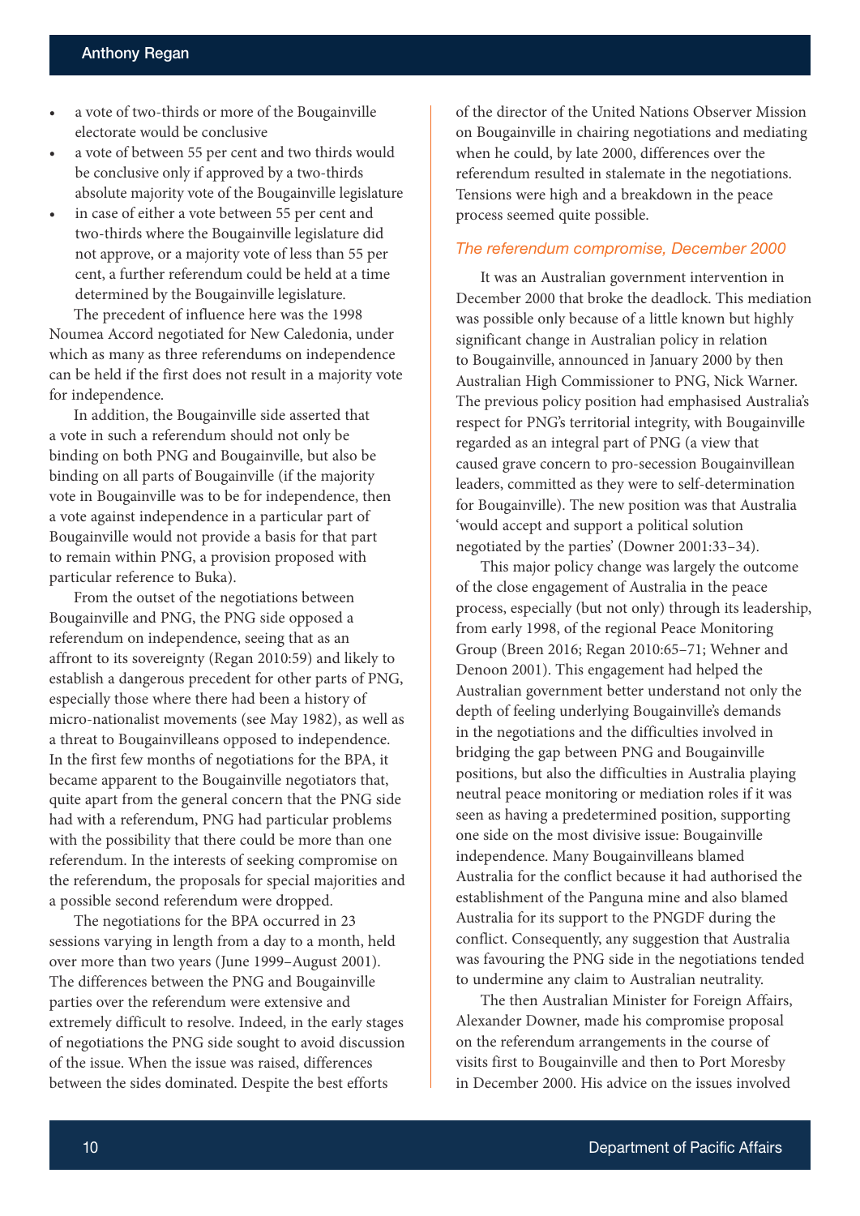- a vote of two-thirds or more of the Bougainville electorate would be conclusive
- a vote of between 55 per cent and two thirds would be conclusive only if approved by a two-thirds absolute majority vote of the Bougainville legislature
- in case of either a vote between 55 per cent and two-thirds where the Bougainville legislature did not approve, or a majority vote of less than 55 per cent, a further referendum could be held at a time determined by the Bougainville legislature.

The precedent of influence here was the 1998 Noumea Accord negotiated for New Caledonia, under which as many as three referendums on independence can be held if the first does not result in a majority vote for independence.

In addition, the Bougainville side asserted that a vote in such a referendum should not only be binding on both PNG and Bougainville, but also be binding on all parts of Bougainville (if the majority vote in Bougainville was to be for independence, then a vote against independence in a particular part of Bougainville would not provide a basis for that part to remain within PNG, a provision proposed with particular reference to Buka).

From the outset of the negotiations between Bougainville and PNG, the PNG side opposed a referendum on independence, seeing that as an affront to its sovereignty (Regan 2010:59) and likely to establish a dangerous precedent for other parts of PNG, especially those where there had been a history of micro-nationalist movements (see May 1982), as well as a threat to Bougainvilleans opposed to independence. In the first few months of negotiations for the BPA, it became apparent to the Bougainville negotiators that, quite apart from the general concern that the PNG side had with a referendum, PNG had particular problems with the possibility that there could be more than one referendum. In the interests of seeking compromise on the referendum, the proposals for special majorities and a possible second referendum were dropped.

The negotiations for the BPA occurred in 23 sessions varying in length from a day to a month, held over more than two years (June 1999–August 2001). The differences between the PNG and Bougainville parties over the referendum were extensive and extremely difficult to resolve. Indeed, in the early stages of negotiations the PNG side sought to avoid discussion of the issue. When the issue was raised, differences between the sides dominated. Despite the best efforts of the director of the United Nations Observer Mission on Bougainville in chairing negotiations and mediating when he could, by late 2000, differences over the referendum resulted in stalemate in the negotiations. Tensions were high and a breakdown in the peace process seemed quite possible.

### *The referendum compromise, December 2000*

It was an Australian government intervention in December 2000 that broke the deadlock. This mediation was possible only because of a little known but highly significant change in Australian policy in relation to Bougainville, announced in January 2000 by then Australian High Commissioner to PNG, Nick Warner. The previous policy position had emphasised Australia's respect for PNG's territorial integrity, with Bougainville regarded as an integral part of PNG (a view that caused grave concern to pro-secession Bougainvillean leaders, committed as they were to self-determination for Bougainville). The new position was that Australia 'would accept and support a political solution negotiated by the parties' (Downer 2001:33–34).

This major policy change was largely the outcome of the close engagement of Australia in the peace process, especially (but not only) through its leadership, from early 1998, of the regional Peace Monitoring Group (Breen 2016; Regan 2010:65–71; Wehner and Denoon 2001). This engagement had helped the Australian government better understand not only the depth of feeling underlying Bougainville's demands in the negotiations and the difficulties involved in bridging the gap between PNG and Bougainville positions, but also the difficulties in Australia playing neutral peace monitoring or mediation roles if it was seen as having a predetermined position, supporting one side on the most divisive issue: Bougainville independence. Many Bougainvilleans blamed Australia for the conflict because it had authorised the establishment of the Panguna mine and also blamed Australia for its support to the PNGDF during the conflict. Consequently, any suggestion that Australia was favouring the PNG side in the negotiations tended to undermine any claim to Australian neutrality.

The then Australian Minister for Foreign Affairs, Alexander Downer, made his compromise proposal on the referendum arrangements in the course of visits first to Bougainville and then to Port Moresby in December 2000. His advice on the issues involved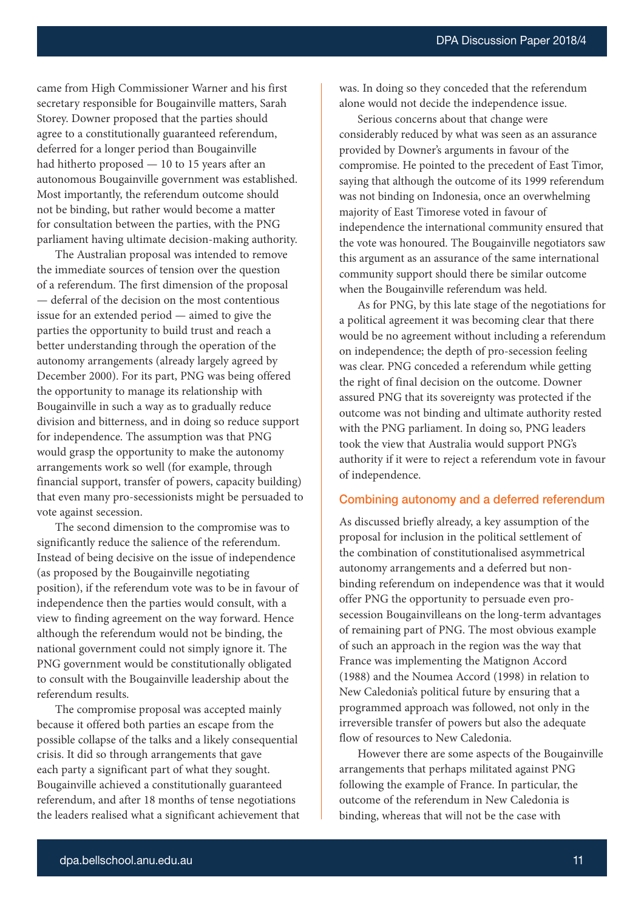came from High Commissioner Warner and his first secretary responsible for Bougainville matters, Sarah Storey. Downer proposed that the parties should agree to a constitutionally guaranteed referendum, deferred for a longer period than Bougainville had hitherto proposed — 10 to 15 years after an autonomous Bougainville government was established. Most importantly, the referendum outcome should not be binding, but rather would become a matter for consultation between the parties, with the PNG parliament having ultimate decision-making authority.

The Australian proposal was intended to remove the immediate sources of tension over the question of a referendum. The first dimension of the proposal — deferral of the decision on the most contentious issue for an extended period — aimed to give the parties the opportunity to build trust and reach a better understanding through the operation of the autonomy arrangements (already largely agreed by December 2000). For its part, PNG was being offered the opportunity to manage its relationship with Bougainville in such a way as to gradually reduce division and bitterness, and in doing so reduce support for independence. The assumption was that PNG would grasp the opportunity to make the autonomy arrangements work so well (for example, through financial support, transfer of powers, capacity building) that even many pro-secessionists might be persuaded to vote against secession.

The second dimension to the compromise was to significantly reduce the salience of the referendum. Instead of being decisive on the issue of independence (as proposed by the Bougainville negotiating position), if the referendum vote was to be in favour of independence then the parties would consult, with a view to finding agreement on the way forward. Hence although the referendum would not be binding, the national government could not simply ignore it. The PNG government would be constitutionally obligated to consult with the Bougainville leadership about the referendum results.

The compromise proposal was accepted mainly because it offered both parties an escape from the possible collapse of the talks and a likely consequential crisis. It did so through arrangements that gave each party a significant part of what they sought. Bougainville achieved a constitutionally guaranteed referendum, and after 18 months of tense negotiations the leaders realised what a significant achievement that was. In doing so they conceded that the referendum alone would not decide the independence issue.

Serious concerns about that change were considerably reduced by what was seen as an assurance provided by Downer's arguments in favour of the compromise. He pointed to the precedent of East Timor, saying that although the outcome of its 1999 referendum was not binding on Indonesia, once an overwhelming majority of East Timorese voted in favour of independence the international community ensured that the vote was honoured. The Bougainville negotiators saw this argument as an assurance of the same international community support should there be similar outcome when the Bougainville referendum was held.

As for PNG, by this late stage of the negotiations for a political agreement it was becoming clear that there would be no agreement without including a referendum on independence; the depth of pro-secession feeling was clear. PNG conceded a referendum while getting the right of final decision on the outcome. Downer assured PNG that its sovereignty was protected if the outcome was not binding and ultimate authority rested with the PNG parliament. In doing so, PNG leaders took the view that Australia would support PNG's authority if it were to reject a referendum vote in favour of independence.

## Combining autonomy and a deferred referendum

As discussed briefly already, a key assumption of the proposal for inclusion in the political settlement of the combination of constitutionalised asymmetrical autonomy arrangements and a deferred but non-binding referendum on independence was that it would offer PNG the opportunity to persuade even pro-secession Bougainvilleans on the long-term advantages of remaining part of PNG. The most obvious example of such an approach in the region was the way that France was implementing the Matignon Accord (1988) and the Noumea Accord (1998) in relation to New Caledonia's political future by ensuring that a programmed approach was followed, not only in the irreversible transfer of powers but also the adequate flow of resources to New Caledonia.

However there are some aspects of the Bougainville arrangements that perhaps militated against PNG following the example of France. In particular, the outcome of the referendum in New Caledonia is binding, whereas that will not be the case with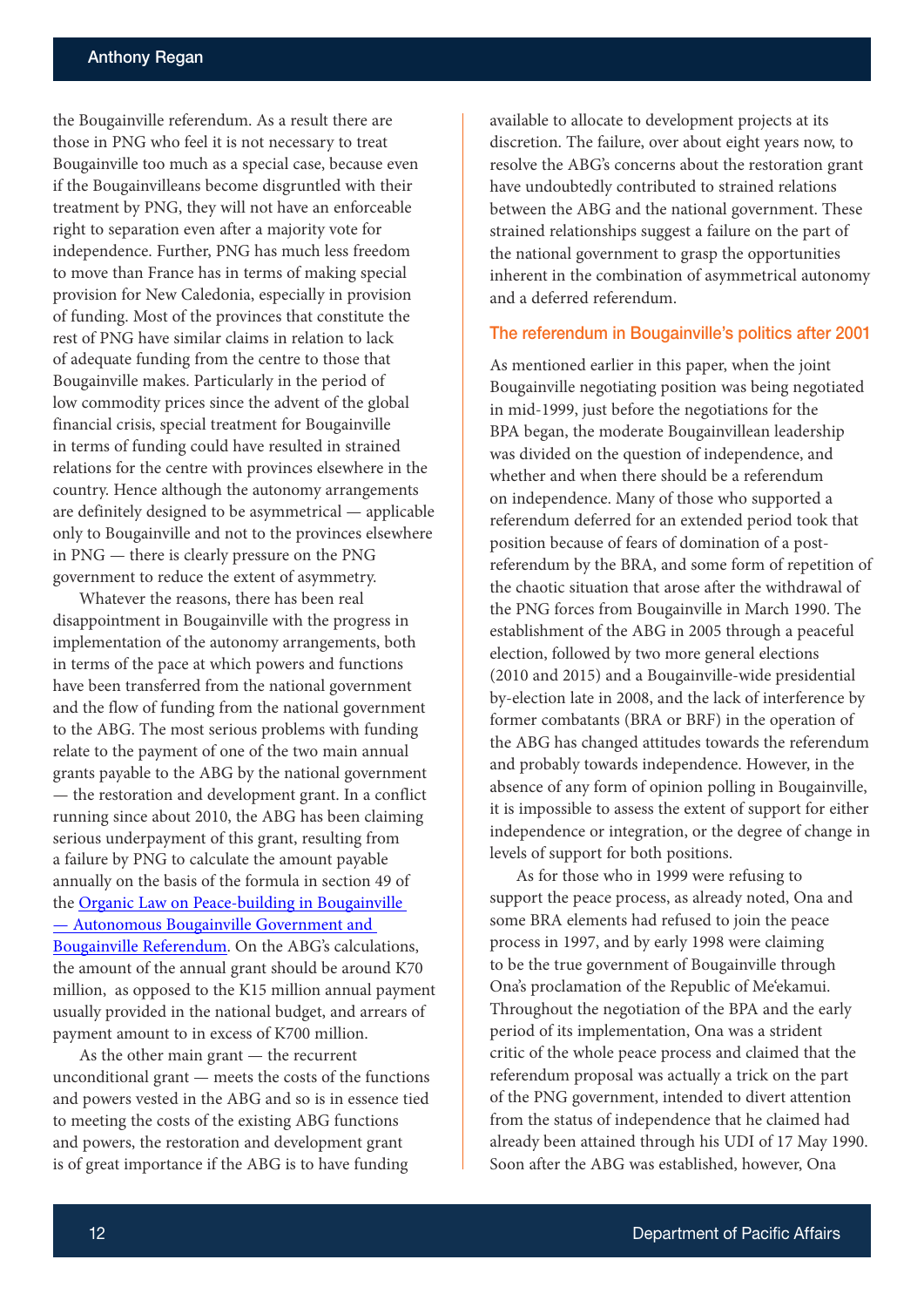the Bougainville referendum. As a result there are those in PNG who feel it is not necessary to treat Bougainville too much as a special case, because even if the Bougainvilleans become disgruntled with their treatment by PNG, they will not have an enforceable right to separation even after a majority vote for independence. Further, PNG has much less freedom to move than France has in terms of making special provision for New Caledonia, especially in provision of funding. Most of the provinces that constitute the rest of PNG have similar claims in relation to lack of adequate funding from the centre to those that Bougainville makes. Particularly in the period of low commodity prices since the advent of the global financial crisis, special treatment for Bougainville in terms of funding could have resulted in strained relations for the centre with provinces elsewhere in the country. Hence although the autonomy arrangements are definitely designed to be asymmetrical — applicable only to Bougainville and not to the provinces elsewhere in PNG — there is clearly pressure on the PNG government to reduce the extent of asymmetry.

Whatever the reasons, there has been real disappointment in Bougainville with the progress in implementation of the autonomy arrangements, both in terms of the pace at which powers and functions have been transferred from the national government and the flow of funding from the national government to the ABG. The most serious problems with funding relate to the payment of one of the two main annual grants payable to the ABG by the national government — the restoration and development grant. In a conflict running since about 2010, the ABG has been claiming serious underpayment of this grant, resulting from a failure by PNG to calculate the amount payable annually on the basis of the formula in section 49 of the [Organic Law on Peace-building in Bougainville — Autonomous Bougainville Government and Bougainville Referendum](). On the ABG's calculations, the amount of the annual grant should be around K70 million, as opposed to the K15 million annual payment usually provided in the national budget, and arrears of payment amount to in excess of K700 million.

As the other main grant — the recurrent unconditional grant — meets the costs of the functions and powers vested in the ABG and so is in essence tied to meeting the costs of the existing ABG functions and powers, the restoration and development grant is of great importance if the ABG is to have funding available to allocate to development projects at its discretion. The failure, over about eight years now, to resolve the ABG's concerns about the restoration grant have undoubtedly contributed to strained relations between the ABG and the national government. These strained relationships suggest a failure on the part of the national government to grasp the opportunities inherent in the combination of asymmetrical autonomy and a deferred referendum.

## The referendum in Bougainville's politics after 2001

As mentioned earlier in this paper, when the joint Bougainville negotiating position was being negotiated in mid-1999, just before the negotiations for the BPA began, the moderate Bougainvillean leadership was divided on the question of independence, and whether and when there should be a referendum on independence. Many of those who supported a referendum deferred for an extended period took that position because of fears of domination of a post-referendum by the BRA, and some form of repetition of the chaotic situation that arose after the withdrawal of the PNG forces from Bougainville in March 1990. The establishment of the ABG in 2005 through a peaceful election, followed by two more general elections (2010 and 2015) and a Bougainville-wide presidential by-election late in 2008, and the lack of interference by former combatants (BRA or BRF) in the operation of the ABG has changed attitudes towards the referendum and probably towards independence. However, in the absence of any form of opinion polling in Bougainville, it is impossible to assess the extent of support for either independence or integration, or the degree of change in levels of support for both positions.

As for those who in 1999 were refusing to support the peace process, as already noted, Ona and some BRA elements had refused to join the peace process in 1997, and by early 1998 were claiming to be the true government of Bougainville through Ona's proclamation of the Republic of Me'ekamui. Throughout the negotiation of the BPA and the early period of its implementation, Ona was a strident critic of the whole peace process and claimed that the referendum proposal was actually a trick on the part of the PNG government, intended to divert attention from the status of independence that he claimed had already been attained through his UDI of 17 May 1990. Soon after the ABG was established, however, Ona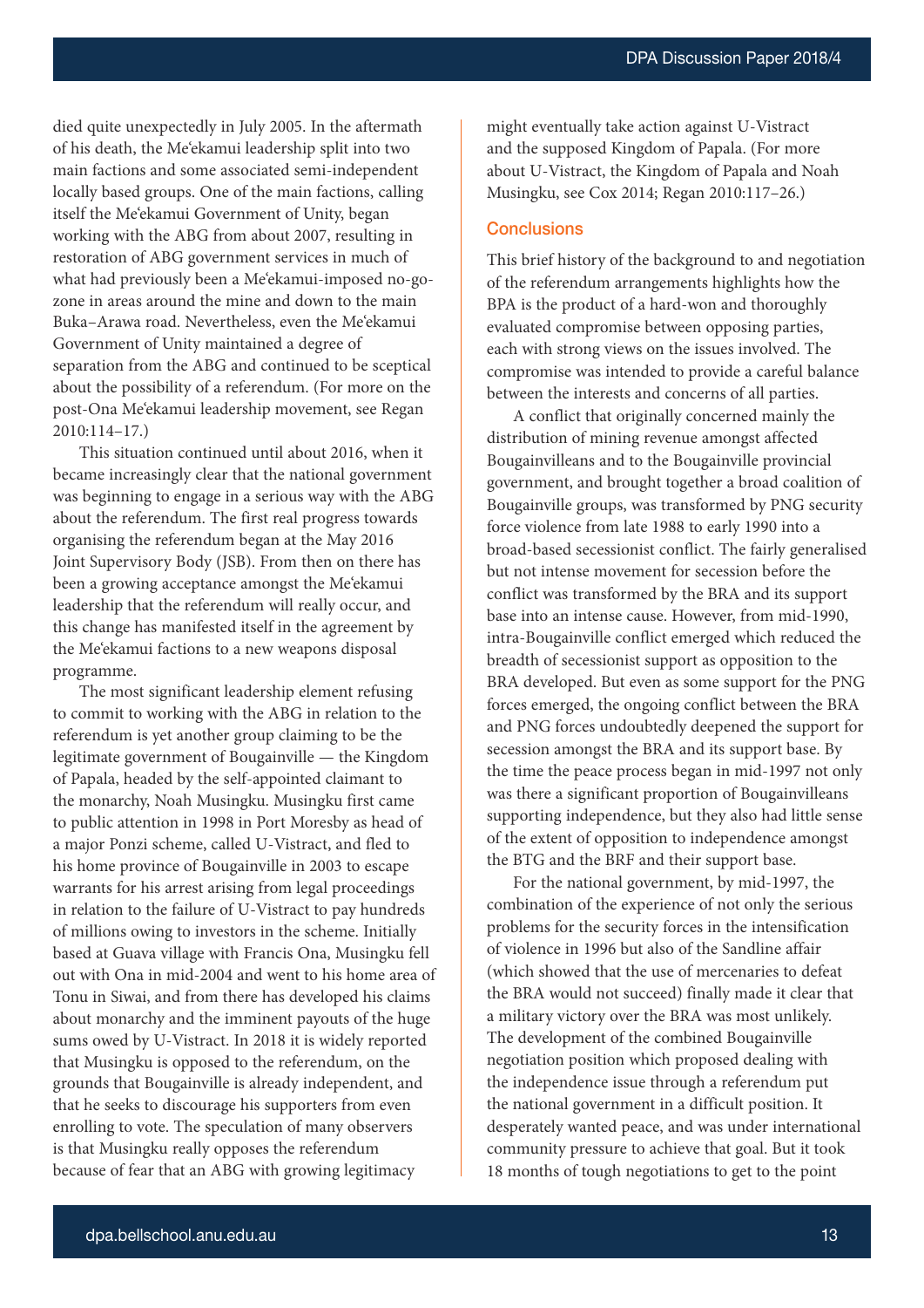died quite unexpectedly in July 2005. In the aftermath of his death, the Me'ekamui leadership split into two main factions and some associated semi-independent locally based groups. One of the main factions, calling itself the Me'ekamui Government of Unity, began working with the ABG from about 2007, resulting in restoration of ABG government services in much of what had previously been a Me'ekamui-imposed no-go-zone in areas around the mine and down to the main Buka–Arawa road. Nevertheless, even the Me'ekamui Government of Unity maintained a degree of separation from the ABG and continued to be sceptical about the possibility of a referendum. (For more on the post-Ona Me'ekamui leadership movement, see Regan 2010:114–17.)

This situation continued until about 2016, when it became increasingly clear that the national government was beginning to engage in a serious way with the ABG about the referendum. The first real progress towards organising the referendum began at the May 2016 Joint Supervisory Body (JSB). From then on there has been a growing acceptance amongst the Me'ekamui leadership that the referendum will really occur, and this change has manifested itself in the agreement by the Me'ekamui factions to a new weapons disposal programme.

The most significant leadership element refusing to commit to working with the ABG in relation to the referendum is yet another group claiming to be the legitimate government of Bougainville — the Kingdom of Papala, headed by the self-appointed claimant to the monarchy, Noah Musingku. Musingku first came to public attention in 1998 in Port Moresby as head of a major Ponzi scheme, called U-Vistract, and fled to his home province of Bougainville in 2003 to escape warrants for his arrest arising from legal proceedings in relation to the failure of U-Vistract to pay hundreds of millions owing to investors in the scheme. Initially based at Guava village with Francis Ona, Musingku fell out with Ona in mid-2004 and went to his home area of Tonu in Siwai, and from there has developed his claims about monarchy and the imminent payouts of the huge sums owed by U-Vistract. In 2018 it is widely reported that Musingku is opposed to the referendum, on the grounds that Bougainville is already independent, and that he seeks to discourage his supporters from even enrolling to vote. The speculation of many observers is that Musingku really opposes the referendum because of fear that an ABG with growing legitimacy might eventually take action against U-Vistract and the supposed Kingdom of Papala. (For more about U-Vistract, the Kingdom of Papala and Noah Musingku, see Cox 2014; Regan 2010:117–26.)

## Conclusions

This brief history of the background to and negotiation of the referendum arrangements highlights how the BPA is the product of a hard-won and thoroughly evaluated compromise between opposing parties, each with strong views on the issues involved. The compromise was intended to provide a careful balance between the interests and concerns of all parties.

A conflict that originally concerned mainly the distribution of mining revenue amongst affected Bougainvilleans and to the Bougainville provincial government, and brought together a broad coalition of Bougainville groups, was transformed by PNG security force violence from late 1988 to early 1990 into a broad-based secessionist conflict. The fairly generalised but not intense movement for secession before the conflict was transformed by the BRA and its support base into an intense cause. However, from mid-1990, intra-Bougainville conflict emerged which reduced the breadth of secessionist support as opposition to the BRA developed. But even as some support for the PNG forces emerged, the ongoing conflict between the BRA and PNG forces undoubtedly deepened the support for secession amongst the BRA and its support base. By the time the peace process began in mid-1997 not only was there a significant proportion of Bougainvilleans supporting independence, but they also had little sense of the extent of opposition to independence amongst the BTG and the BRF and their support base.

For the national government, by mid-1997, the combination of the experience of not only the serious problems for the security forces in the intensification of violence in 1996 but also of the Sandline affair (which showed that the use of mercenaries to defeat the BRA would not succeed) finally made it clear that a military victory over the BRA was most unlikely. The development of the combined Bougainville negotiation position which proposed dealing with the independence issue through a referendum put the national government in a difficult position. It desperately wanted peace, and was under international community pressure to achieve that goal. But it took 18 months of tough negotiations to get to the point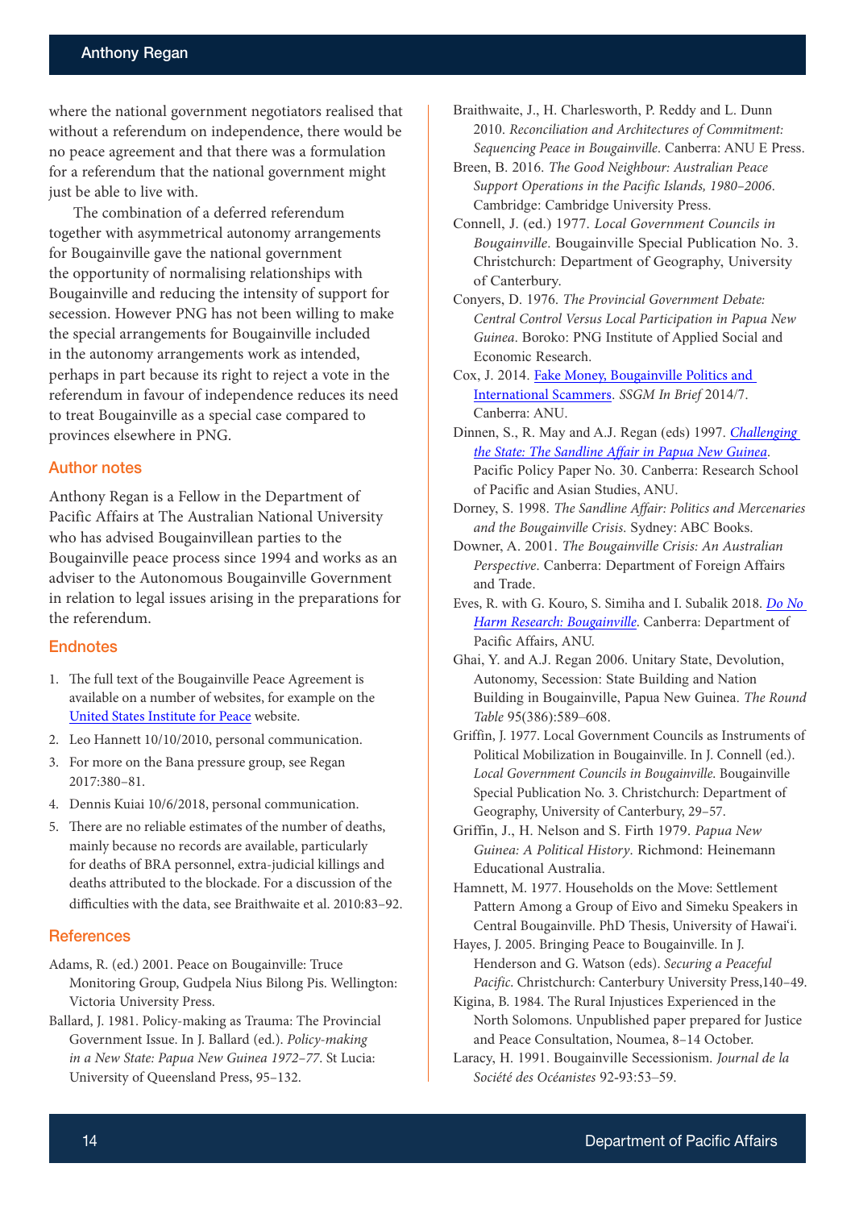where the national government negotiators realised that without a referendum on independence, there would be no peace agreement and that there was a formulation for a referendum that the national government might just be able to live with.

The combination of a deferred referendum together with asymmetrical autonomy arrangements for Bougainville gave the national government the opportunity of normalising relationships with Bougainville and reducing the intensity of support for secession. However PNG has not been willing to make the special arrangements for Bougainville included in the autonomy arrangements work as intended, perhaps in part because its right to reject a vote in the referendum in favour of independence reduces its need to treat Bougainville as a special case compared to provinces elsewhere in PNG.

## Author notes

Anthony Regan is a Fellow in the Department of Pacific Affairs at The Australian National University who has advised Bougainvillean parties to the Bougainville peace process since 1994 and works as an adviser to the Autonomous Bougainville Government in relation to legal issues arising in the preparations for the referendum.

## Endnotes

1. The full text of the Bougainville Peace Agreement is available on a number of websites, for example on the United States Institute for Peace website.
2. Leo Hannett 10/10/2010, personal communication.
3. For more on the Bana pressure group, see Regan 2017:380–81.
4. Dennis Kuiai 10/6/2018, personal communication.
5. There are no reliable estimates of the number of deaths, mainly because no records are available, particularly for deaths of BRA personnel, extra-judicial killings and deaths attributed to the blockade. For a discussion of the difficulties with the data, see Braithwaite et al. 2010:83–92.

## References

Adams, R. (ed.) 2001. Peace on Bougainville: Truce Monitoring Group, Gudpela Nius Bilong Pis. Wellington: Victoria University Press.

Ballard, J. 1981. Policy-making as Trauma: The Provincial Government Issue. In J. Ballard (ed.). *Policy-making in a New State: Papua New Guinea 1972–77*. St Lucia: University of Queensland Press, 95–132.

Braithwaite, J., H. Charlesworth, P. Reddy and L. Dunn 2010. *Reconciliation and Architectures of Commitment: Sequencing Peace in Bougainville*. Canberra: ANU E Press.

Breen, B. 2016. *The Good Neighbour: Australian Peace Support Operations in the Pacific Islands, 1980–2006*. Cambridge: Cambridge University Press.

Connell, J. (ed.) 1977. *Local Government Councils in Bougainville*. Bougainville Special Publication No. 3. Christchurch: Department of Geography, University of Canterbury.

Conyers, D. 1976. *The Provincial Government Debate: Central Control Versus Local Participation in Papua New Guinea*. Boroko: PNG Institute of Applied Social and Economic Research.

Cox, J. 2014. Fake Money, Bougainville Politics and International Scammers. *SSGM In Brief* 2014/7. Canberra: ANU.

Dinnen, S., R. May and A.J. Regan (eds) 1997. *Challenging the State: The Sandline Affair in Papua New Guinea*. Pacific Policy Paper No. 30. Canberra: Research School of Pacific and Asian Studies, ANU.

Dorney, S. 1998. *The Sandline Affair: Politics and Mercenaries and the Bougainville Crisis*. Sydney: ABC Books.

Downer, A. 2001. *The Bougainville Crisis: An Australian Perspective*. Canberra: Department of Foreign Affairs and Trade.

Eves, R. with G. Kouro, S. Simiha and I. Subalik 2018. *Do No Harm Research: Bougainville*. Canberra: Department of Pacific Affairs, ANU.

Ghai, Y. and A.J. Regan 2006. Unitary State, Devolution, Autonomy, Secession: State Building and Nation Building in Bougainville, Papua New Guinea. *The Round Table* 95(386):589–608.

Griffin, J. 1977. Local Government Councils as Instruments of Political Mobilization in Bougainville. In J. Connell (ed.). *Local Government Councils in Bougainville*. Bougainville Special Publication No. 3. Christchurch: Department of Geography, University of Canterbury, 29–57.

Griffin, J., H. Nelson and S. Firth 1979. *Papua New Guinea: A Political History*. Richmond: Heinemann Educational Australia.

Hamnett, M. 1977. Households on the Move: Settlement Pattern Among a Group of Eivo and Simeku Speakers in Central Bougainville. PhD Thesis, University of Hawai'i.

Hayes, J. 2005. Bringing Peace to Bougainville. In J. Henderson and G. Watson (eds). *Securing a Peaceful Pacific*. Christchurch: Canterbury University Press,140–49.

Kigina, B. 1984. The Rural Injustices Experienced in the North Solomons. Unpublished paper prepared for Justice and Peace Consultation, Noumea, 8–14 October.

Laracy, H. 1991. Bougainville Secessionism. *Journal de la Société des Océanistes* 92-93:53–59.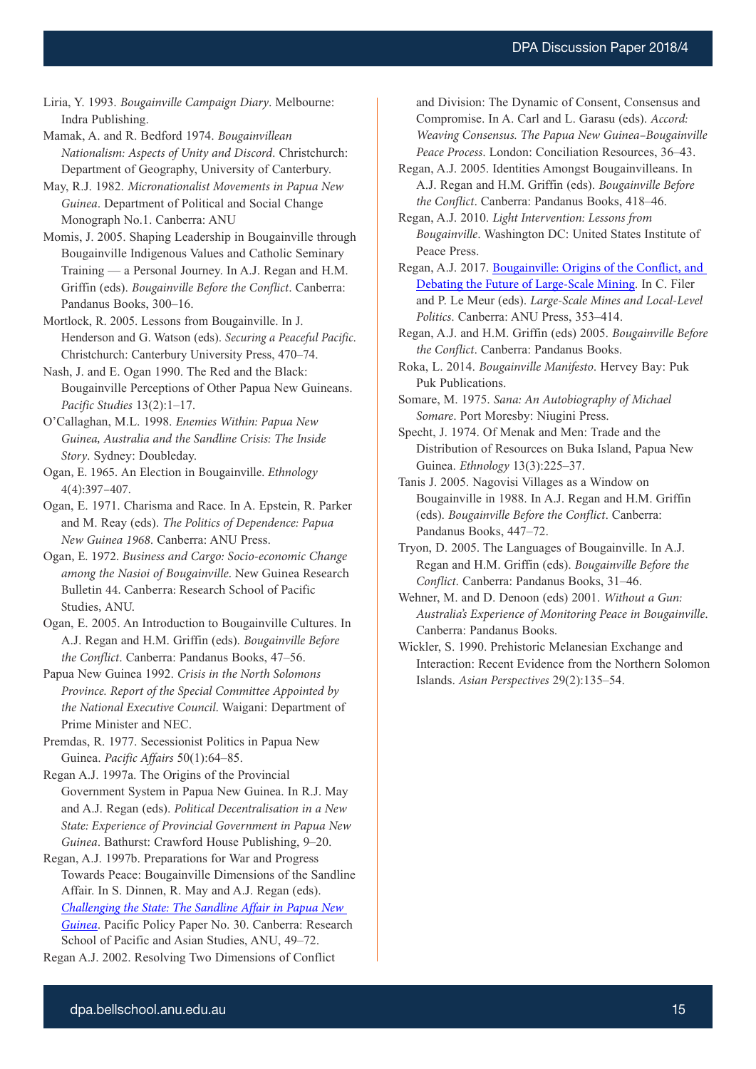Liria, Y. 1993. *Bougainville Campaign Diary*. Melbourne: Indra Publishing.

Mamak, A. and R. Bedford 1974. *Bougainvillean Nationalism: Aspects of Unity and Discord*. Christchurch: Department of Geography, University of Canterbury.

May, R.J. 1982. *Micronationalist Movements in Papua New Guinea*. Department of Political and Social Change Monograph No.1. Canberra: ANU

Momis, J. 2005. Shaping Leadership in Bougainville through Bougainville Indigenous Values and Catholic Seminary Training — a Personal Journey. In A.J. Regan and H.M. Griffin (eds). *Bougainville Before the Conflict*. Canberra: Pandanus Books, 300–16.

Mortlock, R. 2005. Lessons from Bougainville. In J. Henderson and G. Watson (eds). *Securing a Peaceful Pacific*. Christchurch: Canterbury University Press, 470–74.

Nash, J. and E. Ogan 1990. The Red and the Black: Bougainville Perceptions of Other Papua New Guineans. *Pacific Studies* 13(2):1–17.

O'Callaghan, M.L. 1998. *Enemies Within: Papua New Guinea, Australia and the Sandline Crisis: The Inside Story*. Sydney: Doubleday.

Ogan, E. 1965. An Election in Bougainville. *Ethnology* 4(4):397–407.

Ogan, E. 1971. Charisma and Race. In A. Epstein, R. Parker and M. Reay (eds). *The Politics of Dependence: Papua New Guinea 1968*. Canberra: ANU Press.

Ogan, E. 1972. *Business and Cargo: Socio-economic Change among the Nasioi of Bougainville*. New Guinea Research Bulletin 44. Canberra: Research School of Pacific Studies, ANU.

Ogan, E. 2005. An Introduction to Bougainville Cultures. In A.J. Regan and H.M. Griffin (eds). *Bougainville Before the Conflict*. Canberra: Pandanus Books, 47–56.

Papua New Guinea 1992. *Crisis in the North Solomons Province. Report of the Special Committee Appointed by the National Executive Council*. Waigani: Department of Prime Minister and NEC.

Premdas, R. 1977. Secessionist Politics in Papua New Guinea. *Pacific Affairs* 50(1):64–85.

Regan A.J. 1997a. The Origins of the Provincial Government System in Papua New Guinea. In R.J. May and A.J. Regan (eds). *Political Decentralisation in a New State: Experience of Provincial Government in Papua New Guinea*. Bathurst: Crawford House Publishing, 9–20.

Regan, A.J. 1997b. Preparations for War and Progress Towards Peace: Bougainville Dimensions of the Sandline Affair. In S. Dinnen, R. May and A.J. Regan (eds). *Challenging the State: The Sandline Affair in Papua New Guinea*. Pacific Policy Paper No. 30. Canberra: Research School of Pacific and Asian Studies, ANU, 49–72.

Regan A.J. 2002. Resolving Two Dimensions of Conflict and Division: The Dynamic of Consent, Consensus and Compromise. In A. Carl and L. Garasu (eds). *Accord: Weaving Consensus. The Papua New Guinea–Bougainville Peace Process*. London: Conciliation Resources, 36–43.

Regan, A.J. 2005. Identities Amongst Bougainvilleans. In A.J. Regan and H.M. Griffin (eds). *Bougainville Before the Conflict*. Canberra: Pandanus Books, 418–46.

Regan, A.J. 2010. *Light Intervention: Lessons from Bougainville*. Washington DC: United States Institute of Peace Press.

Regan, A.J. 2017. Bougainville: Origins of the Conflict, and Debating the Future of Large-Scale Mining. In C. Filer and P. Le Meur (eds). *Large-Scale Mines and Local-Level Politics*. Canberra: ANU Press, 353–414.

Regan, A.J. and H.M. Griffin (eds) 2005. *Bougainville Before the Conflict*. Canberra: Pandanus Books.

Roka, L. 2014. *Bougainville Manifesto*. Hervey Bay: Puk Puk Publications.

Somare, M. 1975. *Sana: An Autobiography of Michael Somare*. Port Moresby: Niugini Press.

Specht, J. 1974. Of Menak and Men: Trade and the Distribution of Resources on Buka Island, Papua New Guinea. *Ethnology* 13(3):225–37.

Tanis J. 2005. Nagovisi Villages as a Window on Bougainville in 1988. In A.J. Regan and H.M. Griffin (eds). *Bougainville Before the Conflict*. Canberra: Pandanus Books, 447–72.

Tryon, D. 2005. The Languages of Bougainville. In A.J. Regan and H.M. Griffin (eds). *Bougainville Before the Conflict*. Canberra: Pandanus Books, 31–46.

Wehner, M. and D. Denoon (eds) 2001. *Without a Gun: Australia's Experience of Monitoring Peace in Bougainville*. Canberra: Pandanus Books.

Wickler, S. 1990. Prehistoric Melanesian Exchange and Interaction: Recent Evidence from the Northern Solomon Islands. *Asian Perspectives* 29(2):135–54.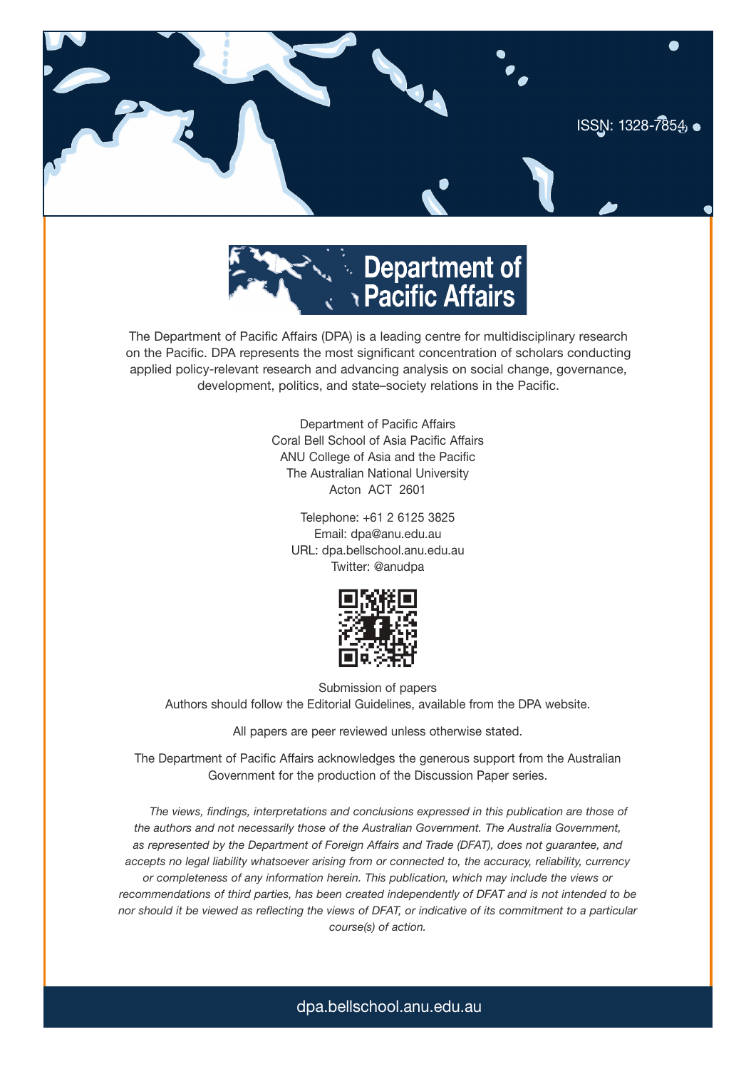ISSN: 1328-7854

# Department of Pacific Affairs

The Department of Pacific Affairs (DPA) is a leading centre for multidisciplinary research on the Pacific. DPA represents the most significant concentration of scholars conducting applied policy-relevant research and advancing analysis on social change, governance, development, politics, and state–society relations in the Pacific.

Department of Pacific Affairs
Coral Bell School of Asia Pacific Affairs
ANU College of Asia and the Pacific
The Australian National University
Acton ACT 2601

Telephone: +61 2 6125 3825
Email: dpa@anu.edu.au
URL: dpa.bellschool.anu.edu.au
Twitter: @anudpa

Submission of papers
Authors should follow the Editorial Guidelines, available from the DPA website.

All papers are peer reviewed unless otherwise stated.

The Department of Pacific Affairs acknowledges the generous support from the Australian Government for the production of the Discussion Paper series.

*The views, findings, interpretations and conclusions expressed in this publication are those of the authors and not necessarily those of the Australian Government. The Australia Government, as represented by the Department of Foreign Affairs and Trade (DFAT), does not guarantee, and accepts no legal liability whatsoever arising from or connected to, the accuracy, reliability, currency or completeness of any information herein. This publication, which may include the views or recommendations of third parties, has been created independently of DFAT and is not intended to be nor should it be viewed as reflecting the views of DFAT, or indicative of its commitment to a particular course(s) of action.*

dpa.bellschool.anu.edu.au